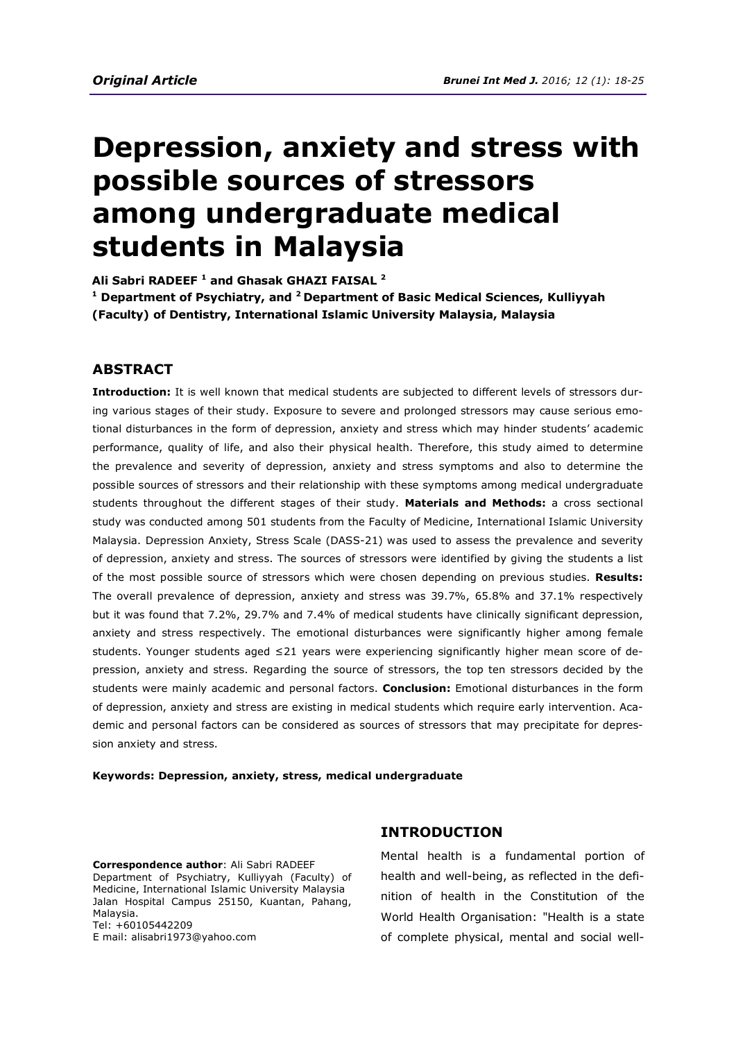*Original Article*

# Depression, anxiety and stress with possible sources of stressors among undergraduate medical students in Malaysia

**Ali Sabri RADEEF [1] and Ghasak GHAZI FAISAL [2]**

**[1] Department of Psychiatry, and [2] Department of Basic Medical Sciences, Kulliyyah (Faculty) of Dentistry, International Islamic University Malaysia, Malaysia**

## ABSTRACT

**Introduction:** It is well known that medical students are subjected to different levels of stressors during various stages of their study. Exposure to severe and prolonged stressors may cause serious emotional disturbances in the form of depression, anxiety and stress which may hinder students' academic performance, quality of life, and also their physical health. Therefore, this study aimed to determine the prevalence and severity of depression, anxiety and stress symptoms and also to determine the possible sources of stressors and their relationship with these symptoms among medical undergraduate students throughout the different stages of their study. **Materials and Methods:** a cross sectional study was conducted among 501 students from the Faculty of Medicine, International Islamic University Malaysia. Depression Anxiety, Stress Scale (DASS-21) was used to assess the prevalence and severity of depression, anxiety and stress. The sources of stressors were identified by giving the students a list of the most possible source of stressors which were chosen depending on previous studies. **Results:** The overall prevalence of depression, anxiety and stress was 39.7%, 65.8% and 37.1% respectively but it was found that 7.2%, 29.7% and 7.4% of medical students have clinically significant depression, anxiety and stress respectively. The emotional disturbances were significantly higher among female students. Younger students aged ≤21 years were experiencing significantly higher mean score of depression, anxiety and stress. Regarding the source of stressors, the top ten stressors decided by the students were mainly academic and personal factors. **Conclusion:** Emotional disturbances in the form of depression, anxiety and stress are existing in medical students which require early intervention. Academic and personal factors can be considered as sources of stressors that may precipitate for depression anxiety and stress.

**Keywords: Depression, anxiety, stress, medical undergraduate**

**Correspondence author**: Ali Sabri RADEEF
Department of Psychiatry, Kulliyyah (Faculty) of Medicine, International Islamic University Malaysia Jalan Hospital Campus 25150, Kuantan, Pahang, Malaysia.
Tel: +60105442209
E mail: alisabri1973@yahoo.com

## INTRODUCTION

Mental health is a fundamental portion of health and well-being, as reflected in the definition of health in the Constitution of the World Health Organisation: "Health is a state of complete physical, mental and social well-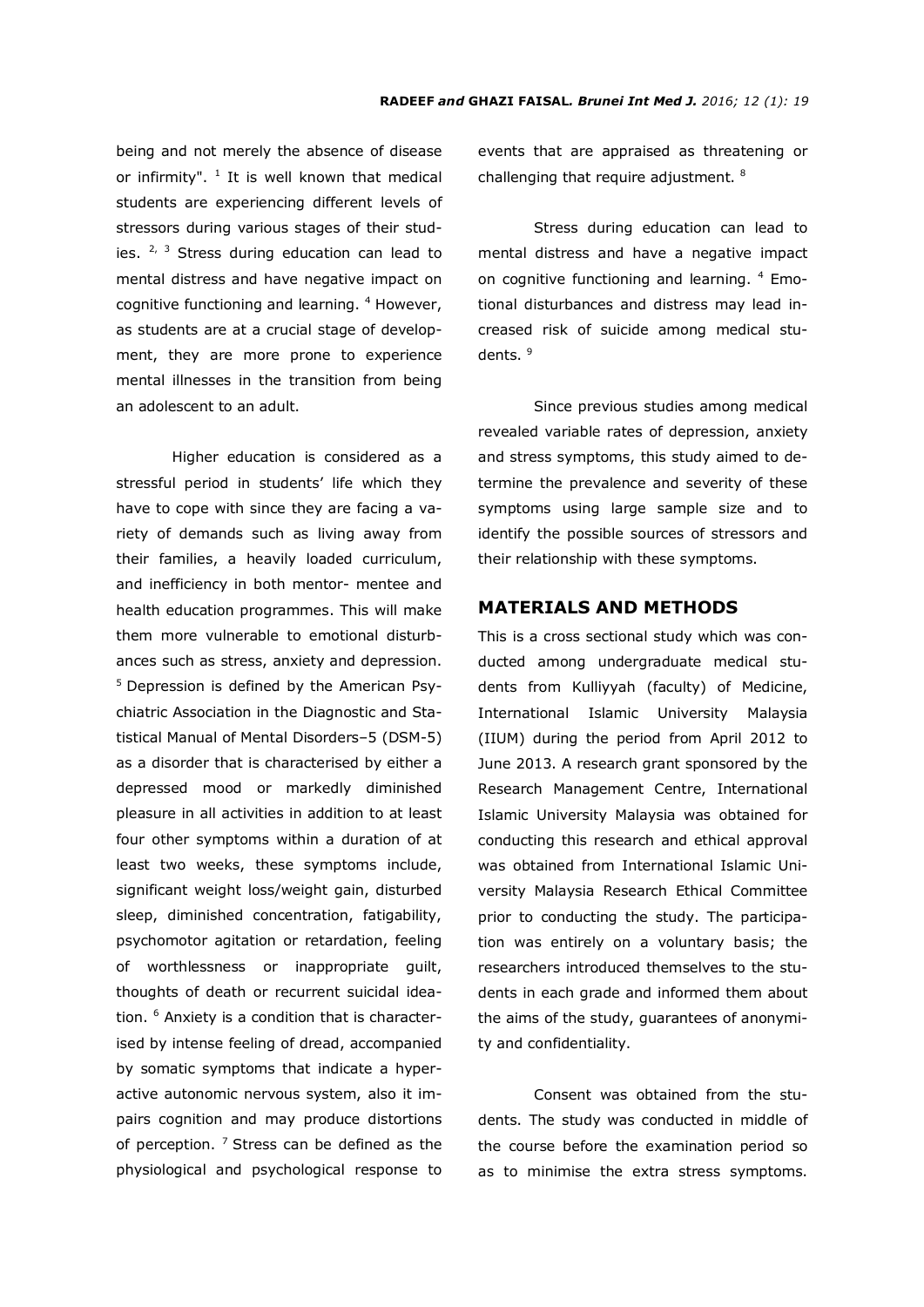being and not merely the absence of disease or infirmity". [1] It is well known that medical students are experiencing different levels of stressors during various stages of their studies. [2, 3] Stress during education can lead to mental distress and have negative impact on cognitive functioning and learning. [4] However, as students are at a crucial stage of development, they are more prone to experience mental illnesses in the transition from being an adolescent to an adult.

Higher education is considered as a stressful period in students' life which they have to cope with since they are facing a variety of demands such as living away from their families, a heavily loaded curriculum, and inefficiency in both mentor- mentee and health education programmes. This will make them more vulnerable to emotional disturbances such as stress, anxiety and depression. [5] Depression is defined by the American Psychiatric Association in the Diagnostic and Statistical Manual of Mental Disorders–5 (DSM-5) as a disorder that is characterised by either a depressed mood or markedly diminished pleasure in all activities in addition to at least four other symptoms within a duration of at least two weeks, these symptoms include, significant weight loss/weight gain, disturbed sleep, diminished concentration, fatigability, psychomotor agitation or retardation, feeling of worthlessness or inappropriate guilt, thoughts of death or recurrent suicidal ideation. [6] Anxiety is a condition that is characterised by intense feeling of dread, accompanied by somatic symptoms that indicate a hyperactive autonomic nervous system, also it impairs cognition and may produce distortions of perception. [7] Stress can be defined as the physiological and psychological response to events that are appraised as threatening or challenging that require adjustment. [8]

Stress during education can lead to mental distress and have a negative impact on cognitive functioning and learning. [4] Emotional disturbances and distress may lead increased risk of suicide among medical students. [9]

Since previous studies among medical revealed variable rates of depression, anxiety and stress symptoms, this study aimed to determine the prevalence and severity of these symptoms using large sample size and to identify the possible sources of stressors and their relationship with these symptoms.

## MATERIALS AND METHODS

This is a cross sectional study which was conducted among undergraduate medical students from Kulliyyah (faculty) of Medicine, International Islamic University Malaysia (IIUM) during the period from April 2012 to June 2013. A research grant sponsored by the Research Management Centre, International Islamic University Malaysia was obtained for conducting this research and ethical approval was obtained from International Islamic University Malaysia Research Ethical Committee prior to conducting the study. The participation was entirely on a voluntary basis; the researchers introduced themselves to the students in each grade and informed them about the aims of the study, guarantees of anonymity and confidentiality.

Consent was obtained from the students. The study was conducted in middle of the course before the examination period so as to minimise the extra stress symptoms.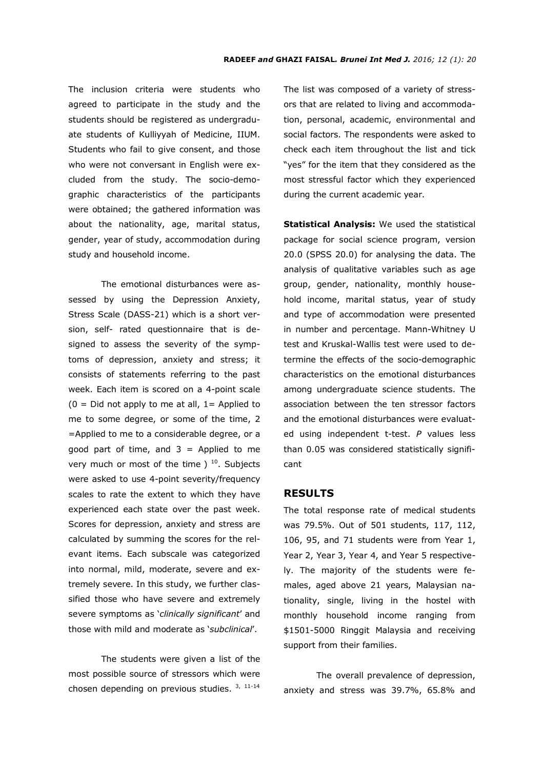The inclusion criteria were students who agreed to participate in the study and the students should be registered as undergraduate students of Kulliyyah of Medicine, IIUM. Students who fail to give consent, and those who were not conversant in English were excluded from the study. The socio-demographic characteristics of the participants were obtained; the gathered information was about the nationality, age, marital status, gender, year of study, accommodation during study and household income.

The emotional disturbances were assessed by using the Depression Anxiety, Stress Scale (DASS-21) which is a short version, self- rated questionnaire that is designed to assess the severity of the symptoms of depression, anxiety and stress; it consists of statements referring to the past week. Each item is scored on a 4-point scale (0 = Did not apply to me at all, 1= Applied to me to some degree, or some of the time, 2 =Applied to me to a considerable degree, or a good part of time, and 3 = Applied to me very much or most of the time ) [10]. Subjects were asked to use 4-point severity/frequency scales to rate the extent to which they have experienced each state over the past week. Scores for depression, anxiety and stress are calculated by summing the scores for the relevant items. Each subscale was categorized into normal, mild, moderate, severe and extremely severe. In this study, we further classified those who have severe and extremely severe symptoms as '*clinically significant*' and those with mild and moderate as '*subclinical*'.

The students were given a list of the most possible source of stressors which were chosen depending on previous studies. [3, 11-14] The list was composed of a variety of stressors that are related to living and accommodation, personal, academic, environmental and social factors. The respondents were asked to check each item throughout the list and tick "yes" for the item that they considered as the most stressful factor which they experienced during the current academic year.

**Statistical Analysis:** We used the statistical package for social science program, version 20.0 (SPSS 20.0) for analysing the data. The analysis of qualitative variables such as age group, gender, nationality, monthly household income, marital status, year of study and type of accommodation were presented in number and percentage. Mann-Whitney U test and Kruskal-Wallis test were used to determine the effects of the socio-demographic characteristics on the emotional disturbances among undergraduate science students. The association between the ten stressor factors and the emotional disturbances were evaluated using independent t-test. *P* values less than 0.05 was considered statistically significant

## RESULTS

The total response rate of medical students was 79.5%. Out of 501 students, 117, 112, 106, 95, and 71 students were from Year 1, Year 2, Year 3, Year 4, and Year 5 respectively. The majority of the students were females, aged above 21 years, Malaysian nationality, single, living in the hostel with monthly household income ranging from $1501-5000 Ringgit Malaysia and receiving support from their families.

The overall prevalence of depression, anxiety and stress was 39.7%, 65.8% and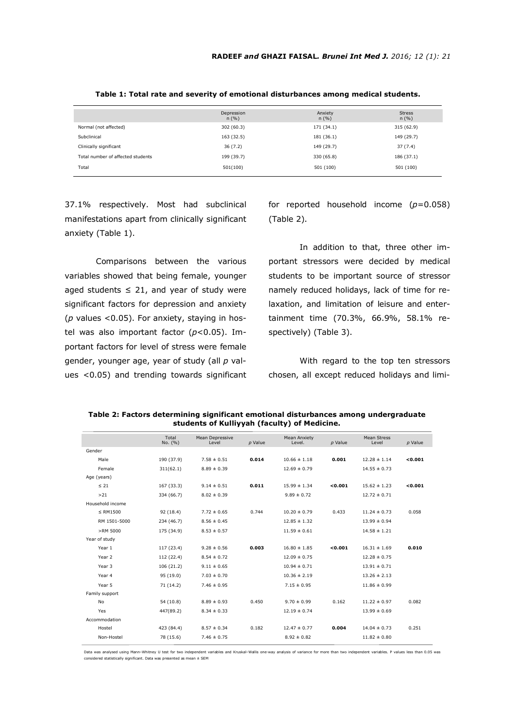**Table 1: Total rate and severity of emotional disturbances among medical students.**

| | Depression n (%) | Anxiety n (%) | Stress n (%) |
|---|---|---|---|
| Normal (not affected) | 302 (60.3) | 171 (34.1) | 315 (62.9) |
| Subclinical | 163 (32.5) | 181 (36.1) | 149 (29.7) |
| Clinically significant | 36 (7.2) | 149 (29.7) | 37 (7.4) |
| Total number of affected students | 199 (39.7) | 330 (65.8) | 186 (37.1) |
| Total | 501(100) | 501 (100) | 501 (100) |

37.1% respectively. Most had subclinical manifestations apart from clinically significant anxiety (Table 1).

Comparisons between the various variables showed that being female, younger aged students ≤ 21, and year of study were significant factors for depression and anxiety ($p$ values <0.05). For anxiety, staying in hostel was also important factor ($p$<0.05). Important factors for level of stress were female gender, younger age, year of study (all $p$ values <0.05) and trending towards significant for reported household income ($p$=0.058) (Table 2).

In addition to that, three other important stressors were decided by medical students to be important source of stressor namely reduced holidays, lack of time for relaxation, and limitation of leisure and entertainment time (70.3%, 66.9%, 58.1% respectively) (Table 3).

With regard to the top ten stressors chosen, all except reduced holidays and limi-

**Table 2: Factors determining significant emotional disturbances among undergraduate students of Kulliyyah (faculty) of Medicine.**

| | Total No. (%) | Mean Depressive Level | $p$ Value | Mean Anxiety Level. | $p$ Value | Mean Stress Level | $p$ Value |
|---|---|---|---|---|---|---|---|
| Gender | | | | | | | |
| Male | 190 (37.9) | 7.58 ± 0.51 | **0.014** | 10.66 ± 1.18 | **0.001** | 12.28 ± 1.14 | **<0.001** |
| Female | 311(62.1) | 8.89 ± 0.39 | | 12.69 ± 0.79 | | 14.55 ± 0.73 | |
| Age (years) | | | | | | | |
| ≤ 21 | 167 (33.3) | 9.14 ± 0.51 | **0.011** | 15.99 ± 1.34 | **<0.001** | 15.62 ± 1.23 | **<0.001** |
| >21 | 334 (66.7) | 8.02 ± 0.39 | | 9.89 ± 0.72 | | 12.72 ± 0.71 | |
| Household income | | | | | | | |
| ≤ RM1500 | 92 (18.4) | 7.72 ± 0.65 | 0.744 | 10.20 ± 0.79 | 0.433 | 11.24 ± 0.73 | 0.058 |
| RM 1501-5000 | 234 (46.7) | 8.56 ± 0.45 | | 12.85 ± 1.32 | | 13.99 ± 0.94 | |
| >RM 5000 | 175 (34.9) | 8.53 ± 0.57 | | 11.59 ± 0.61 | | 14.58 ± 1.21 | |
| Year of study | | | | | | | |
| Year 1 | 117 (23.4) | 9.28 ± 0.56 | **0.003** | 16.80 ± 1.85 | **<0.001** | 16.31 ± 1.69 | **0.010** |
| Year 2 | 112 (22.4) | 8.54 ± 0.72 | | 12.09 ± 0.75 | | 12.28 ± 0.75 | |
| Year 3 | 106 (21.2) | 9.11 ± 0.65 | | 10.94 ± 0.71 | | 13.91 ± 0.71 | |
| Year 4 | 95 (19.0) | 7.03 ± 0.70 | | 10.36 ± 2.19 | | 13.26 ± 2.13 | |
| Year 5 | 71 (14.2) | 7.46 ± 0.95 | | 7.15 ± 0.95 | | 11.86 ± 0.99 | |
| Family support | | | | | | | |
| No | 54 (10.8) | 8.89 ± 0.93 | 0.450 | 9.70 ± 0.99 | 0.162 | 11.22 ± 0.97 | 0.082 |
| Yes | 447(89.2) | 8.34 ± 0.33 | | 12.19 ± 0.74 | | 13.99 ± 0.69 | |
| Accommodation | | | | | | | |
| Hostel | 423 (84.4) | 8.57 ± 0.34 | 0.182 | 12.47 ± 0.77 | **0.004** | 14.04 ± 0.73 | 0.251 |
| Non-Hostel | 78 (15.6) | 7.46 ± 0.75 | | 8.92 ± 0.82 | | 11.82 ± 0.80 | |

Data was analysed using Mann–Whitney U test for two independent variables and Kruskal–Wallis one-way analysis of variance for more than two independent variables. P values less than 0.05 was considered statistically significant. Data was presented as mean ± SEM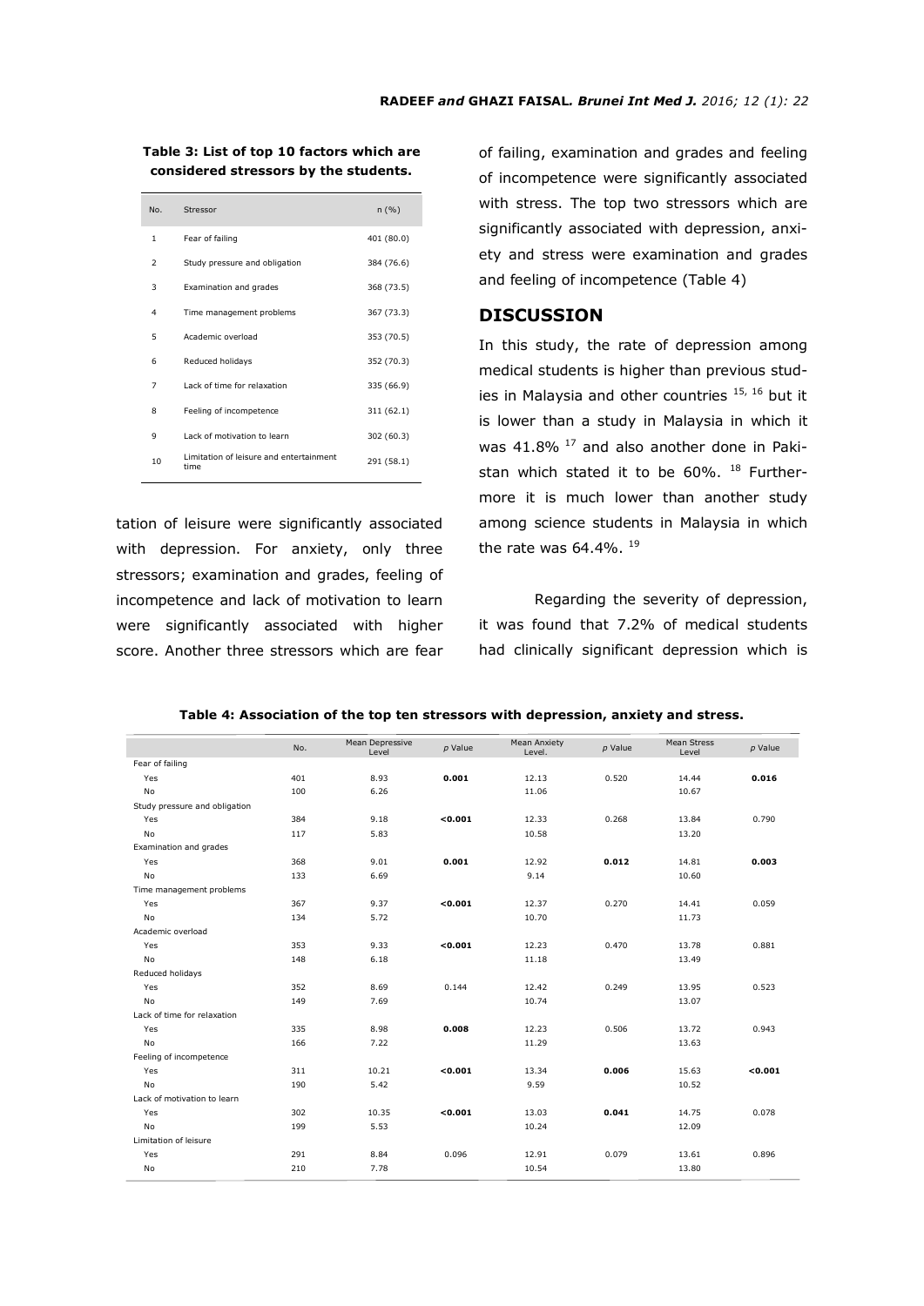**Table 3: List of top 10 factors which are considered stressors by the students.**

| No. | Stressor | n (%) |
|---|---|---|
| 1 | Fear of failing | 401 (80.0) |
| 2 | Study pressure and obligation | 384 (76.6) |
| 3 | Examination and grades | 368 (73.5) |
| 4 | Time management problems | 367 (73.3) |
| 5 | Academic overload | 353 (70.5) |
| 6 | Reduced holidays | 352 (70.3) |
| 7 | Lack of time for relaxation | 335 (66.9) |
| 8 | Feeling of incompetence | 311 (62.1) |
| 9 | Lack of motivation to learn | 302 (60.3) |
| 10 | Limitation of leisure and entertainment time | 291 (58.1) |

tation of leisure were significantly associated with depression. For anxiety, only three stressors; examination and grades, feeling of incompetence and lack of motivation to learn were significantly associated with higher score. Another three stressors which are fear of failing, examination and grades and feeling of incompetence were significantly associated with stress. The top two stressors which are significantly associated with depression, anxiety and stress were examination and grades and feeling of incompetence (Table 4)

## DISCUSSION

In this study, the rate of depression among medical students is higher than previous studies in Malaysia and other countries [15, 16] but it is lower than a study in Malaysia in which it was 41.8% [17] and also another done in Pakistan which stated it to be 60%. [18] Furthermore it is much lower than another study among science students in Malaysia in which the rate was 64.4%. [19]

Regarding the severity of depression, it was found that 7.2% of medical students had clinically significant depression which is

**Table 4: Association of the top ten stressors with depression, anxiety and stress.**

| | No. | Mean Depressive Level | *p* Value | Mean Anxiety Level. | *p* Value | Mean Stress Level | *p* Value |
|---|---|---|---|---|---|---|---|
| Fear of failing | | | | | | | |
| Yes | 401 | 8.93 | **0.001** | 12.13 | 0.520 | 14.44 | **0.016** |
| No | 100 | 6.26 | | 11.06 | | 10.67 | |
| Study pressure and obligation | | | | | | | |
| Yes | 384 | 9.18 | **<0.001** | 12.33 | 0.268 | 13.84 | 0.790 |
| No | 117 | 5.83 | | 10.58 | | 13.20 | |
| Examination and grades | | | | | | | |
| Yes | 368 | 9.01 | **0.001** | 12.92 | **0.012** | 14.81 | **0.003** |
| No | 133 | 6.69 | | 9.14 | | 10.60 | |
| Time management problems | | | | | | | |
| Yes | 367 | 9.37 | **<0.001** | 12.37 | 0.270 | 14.41 | 0.059 |
| No | 134 | 5.72 | | 10.70 | | 11.73 | |
| Academic overload | | | | | | | |
| Yes | 353 | 9.33 | **<0.001** | 12.23 | 0.470 | 13.78 | 0.881 |
| No | 148 | 6.18 | | 11.18 | | 13.49 | |
| Reduced holidays | | | | | | | |
| Yes | 352 | 8.69 | 0.144 | 12.42 | 0.249 | 13.95 | 0.523 |
| No | 149 | 7.69 | | 10.74 | | 13.07 | |
| Lack of time for relaxation | | | | | | | |
| Yes | 335 | 8.98 | **0.008** | 12.23 | 0.506 | 13.72 | 0.943 |
| No | 166 | 7.22 | | 11.29 | | 13.63 | |
| Feeling of incompetence | | | | | | | |
| Yes | 311 | 10.21 | **<0.001** | 13.34 | **0.006** | 15.63 | **<0.001** |
| No | 190 | 5.42 | | 9.59 | | 10.52 | |
| Lack of motivation to learn | | | | | | | |
| Yes | 302 | 10.35 | **<0.001** | 13.03 | **0.041** | 14.75 | 0.078 |
| No | 199 | 5.53 | | 10.24 | | 12.09 | |
| Limitation of leisure | | | | | | | |
| Yes | 291 | 8.84 | 0.096 | 12.91 | 0.079 | 13.61 | 0.896 |
| No | 210 | 7.78 | | 10.54 | | 13.80 | |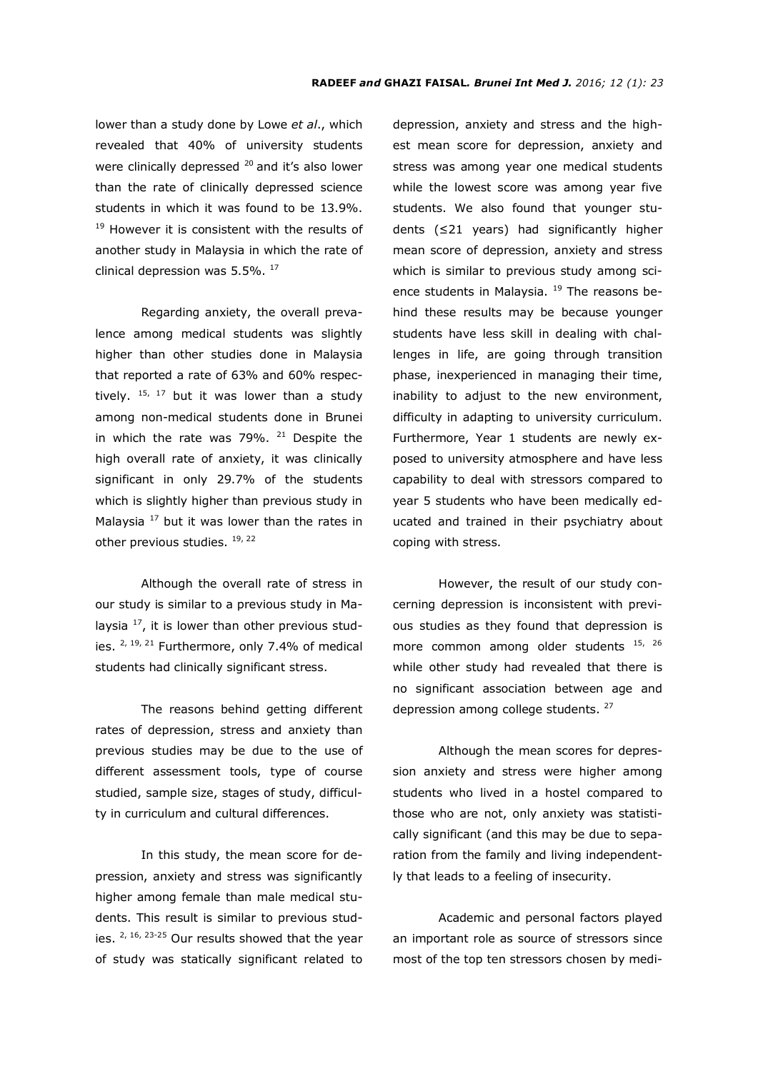lower than a study done by Lowe *et al*., which revealed that 40% of university students were clinically depressed [20] and it's also lower than the rate of clinically depressed science students in which it was found to be 13.9%. [19] However it is consistent with the results of another study in Malaysia in which the rate of clinical depression was 5.5%. [17]

Regarding anxiety, the overall prevalence among medical students was slightly higher than other studies done in Malaysia that reported a rate of 63% and 60% respectively. [15, 17] but it was lower than a study among non-medical students done in Brunei in which the rate was 79%. [21] Despite the high overall rate of anxiety, it was clinically significant in only 29.7% of the students which is slightly higher than previous study in Malaysia [17] but it was lower than the rates in other previous studies. [19, 22]

Although the overall rate of stress in our study is similar to a previous study in Malaysia [17], it is lower than other previous studies. [2, 19, 21] Furthermore, only 7.4% of medical students had clinically significant stress.

The reasons behind getting different rates of depression, stress and anxiety than previous studies may be due to the use of different assessment tools, type of course studied, sample size, stages of study, difficulty in curriculum and cultural differences.

In this study, the mean score for depression, anxiety and stress was significantly higher among female than male medical students. This result is similar to previous studies. [2, 16, 23-25] Our results showed that the year of study was statically significant related to depression, anxiety and stress and the highest mean score for depression, anxiety and stress was among year one medical students while the lowest score was among year five students. We also found that younger students (≤21 years) had significantly higher mean score of depression, anxiety and stress which is similar to previous study among science students in Malaysia. [19] The reasons behind these results may be because younger students have less skill in dealing with challenges in life, are going through transition phase, inexperienced in managing their time, inability to adjust to the new environment, difficulty in adapting to university curriculum. Furthermore, Year 1 students are newly exposed to university atmosphere and have less capability to deal with stressors compared to year 5 students who have been medically educated and trained in their psychiatry about coping with stress.

However, the result of our study concerning depression is inconsistent with previous studies as they found that depression is more common among older students [15, 26] while other study had revealed that there is no significant association between age and depression among college students. [27]

Although the mean scores for depression anxiety and stress were higher among students who lived in a hostel compared to those who are not, only anxiety was statistically significant (and this may be due to separation from the family and living independently that leads to a feeling of insecurity.

Academic and personal factors played an important role as source of stressors since most of the top ten stressors chosen by medi-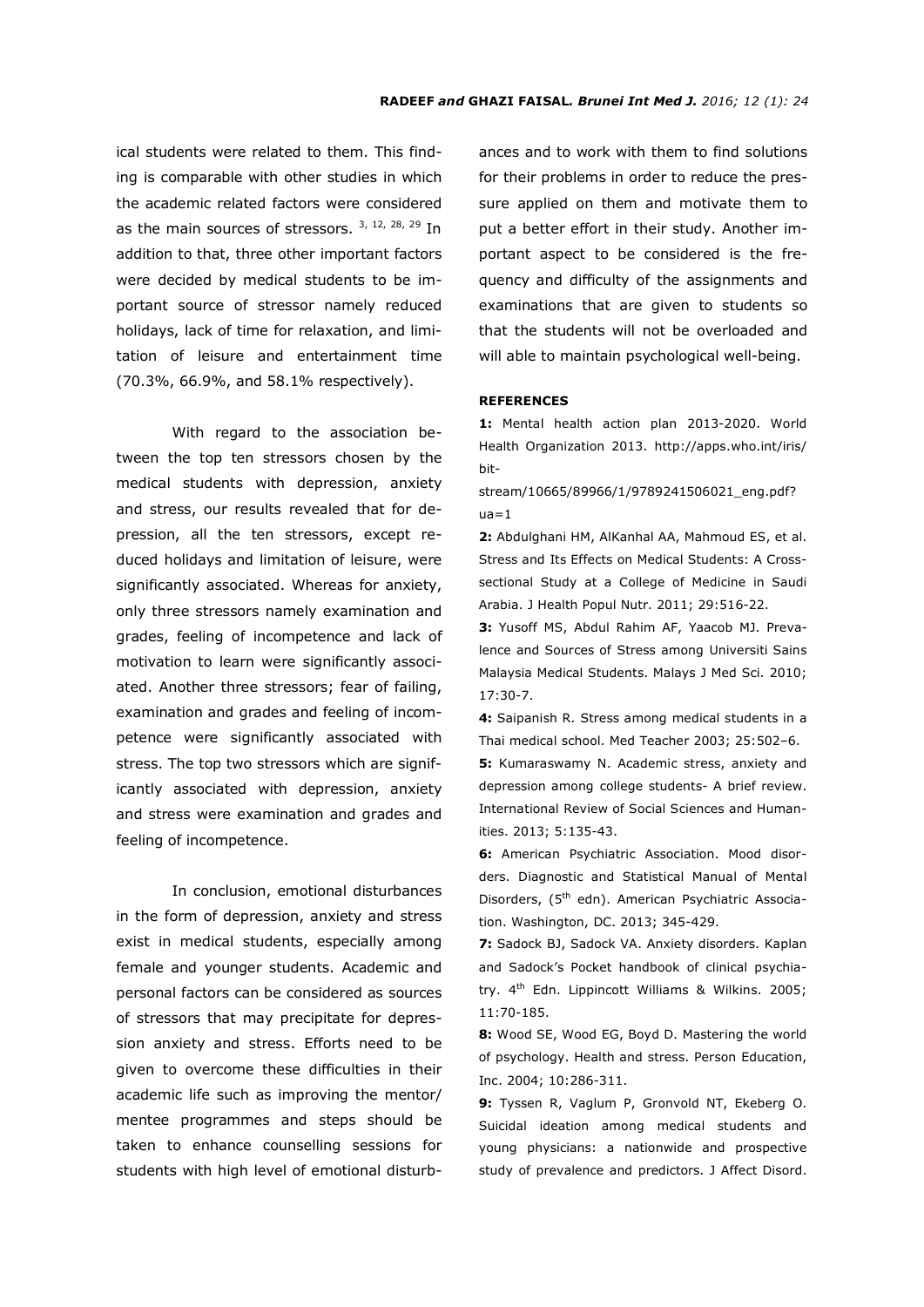ical students were related to them. This finding is comparable with other studies in which the academic related factors were considered as the main sources of stressors. [3, 12, 28, 29] In addition to that, three other important factors were decided by medical students to be important source of stressor namely reduced holidays, lack of time for relaxation, and limitation of leisure and entertainment time (70.3%, 66.9%, and 58.1% respectively).

With regard to the association between the top ten stressors chosen by the medical students with depression, anxiety and stress, our results revealed that for depression, all the ten stressors, except reduced holidays and limitation of leisure, were significantly associated. Whereas for anxiety, only three stressors namely examination and grades, feeling of incompetence and lack of motivation to learn were significantly associated. Another three stressors; fear of failing, examination and grades and feeling of incompetence were significantly associated with stress. The top two stressors which are significantly associated with depression, anxiety and stress were examination and grades and feeling of incompetence.

In conclusion, emotional disturbances in the form of depression, anxiety and stress exist in medical students, especially among female and younger students. Academic and personal factors can be considered as sources of stressors that may precipitate for depression anxiety and stress. Efforts need to be given to overcome these difficulties in their academic life such as improving the mentor/mentee programmes and steps should be taken to enhance counselling sessions for students with high level of emotional disturbances and to work with them to find solutions for their problems in order to reduce the pressure applied on them and motivate them to put a better effort in their study. Another important aspect to be considered is the frequency and difficulty of the assignments and examinations that are given to students so that the students will not be overloaded and will able to maintain psychological well-being.

**REFERENCES**

**1:** Mental health action plan 2013-2020. World Health Organization 2013. http://apps.who.int/iris/bitstream/10665/89966/1/9789241506021_eng.pdf?ua=1

**2:** Abdulghani HM, AlKanhal AA, Mahmoud ES, et al. Stress and Its Effects on Medical Students: A Cross-sectional Study at a College of Medicine in Saudi Arabia. J Health Popul Nutr. 2011; 29:516-22.

**3:** Yusoff MS, Abdul Rahim AF, Yaacob MJ. Prevalence and Sources of Stress among Universiti Sains Malaysia Medical Students. Malays J Med Sci. 2010; 17:30-7.

**4:** Saipanish R. Stress among medical students in a Thai medical school. Med Teacher 2003; 25:502–6.

**5:** Kumaraswamy N. Academic stress, anxiety and depression among college students- A brief review. International Review of Social Sciences and Humanities. 2013; 5:135-43.

**6:** American Psychiatric Association. Mood disorders. Diagnostic and Statistical Manual of Mental Disorders, (5th edn). American Psychiatric Association. Washington, DC. 2013; 345-429.

**7:** Sadock BJ, Sadock VA. Anxiety disorders. Kaplan and Sadock's Pocket handbook of clinical psychiatry. 4th Edn. Lippincott Williams & Wilkins. 2005; 11:70-185.

**8:** Wood SE, Wood EG, Boyd D. Mastering the world of psychology. Health and stress. Person Education, Inc. 2004; 10:286-311.

**9:** Tyssen R, Vaglum P, Gronvold NT, Ekeberg O. Suicidal ideation among medical students and young physicians: a nationwide and prospective study of prevalence and predictors. J Affect Disord.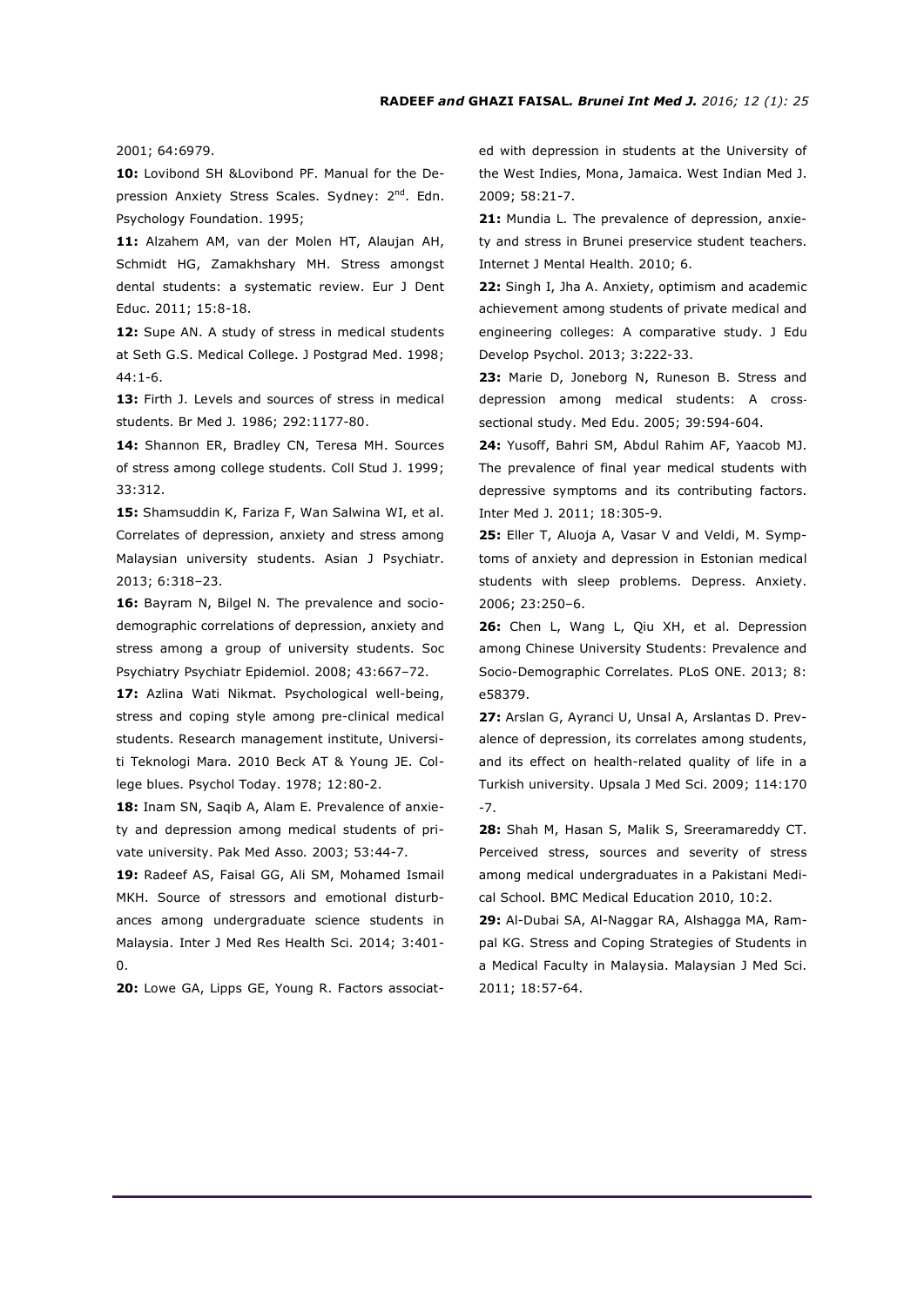2001; 64:6979.

**10:** Lovibond SH &Lovibond PF. Manual for the Depression Anxiety Stress Scales. Sydney: 2nd. Edn. Psychology Foundation. 1995;

**11:** Alzahem AM, van der Molen HT, Alaujan AH, Schmidt HG, Zamakhshary MH. Stress amongst dental students: a systematic review. Eur J Dent Educ. 2011; 15:8-18.

**12:** Supe AN. A study of stress in medical students at Seth G.S. Medical College. J Postgrad Med. 1998; 44:1-6.

**13:** Firth J. Levels and sources of stress in medical students. Br Med J. 1986; 292:1177-80.

**14:** Shannon ER, Bradley CN, Teresa MH. Sources of stress among college students. Coll Stud J. 1999; 33:312.

**15:** Shamsuddin K, Fariza F, Wan Salwina WI, et al. Correlates of depression, anxiety and stress among Malaysian university students. Asian J Psychiatr. 2013; 6:318–23.

**16:** Bayram N, Bilgel N. The prevalence and socio-demographic correlations of depression, anxiety and stress among a group of university students. Soc Psychiatry Psychiatr Epidemiol. 2008; 43:667–72.

**17:** Azlina Wati Nikmat. Psychological well-being, stress and coping style among pre-clinical medical students. Research management institute, Universiti Teknologi Mara. 2010 Beck AT & Young JE. College blues. Psychol Today. 1978; 12:80-2.

**18:** Inam SN, Saqib A, Alam E. Prevalence of anxiety and depression among medical students of private university. Pak Med Asso. 2003; 53:44-7.

**19:** Radeef AS, Faisal GG, Ali SM, Mohamed Ismail MKH. Source of stressors and emotional disturbances among undergraduate science students in Malaysia. Inter J Med Res Health Sci. 2014; 3:401-0.

**20:** Lowe GA, Lipps GE, Young R. Factors associated with depression in students at the University of the West Indies, Mona, Jamaica. West Indian Med J. 2009; 58:21-7.

**21:** Mundia L. The prevalence of depression, anxiety and stress in Brunei preservice student teachers. Internet J Mental Health. 2010; 6.

**22:** Singh I, Jha A. Anxiety, optimism and academic achievement among students of private medical and engineering colleges: A comparative study. J Edu Develop Psychol. 2013; 3:222-33.

**23:** Marie D, Joneborg N, Runeson B. Stress and depression among medical students: A cross-sectional study. Med Edu. 2005; 39:594-604.

**24:** Yusoff, Bahri SM, Abdul Rahim AF, Yaacob MJ. The prevalence of final year medical students with depressive symptoms and its contributing factors. Inter Med J. 2011; 18:305-9.

**25:** Eller T, Aluoja A, Vasar V and Veldi, M. Symptoms of anxiety and depression in Estonian medical students with sleep problems. Depress. Anxiety. 2006; 23:250–6.

**26:** Chen L, Wang L, Qiu XH, et al. Depression among Chinese University Students: Prevalence and Socio-Demographic Correlates. PLoS ONE. 2013; 8: e58379.

**27:** Arslan G, Ayranci U, Unsal A, Arslantas D. Prevalence of depression, its correlates among students, and its effect on health-related quality of life in a Turkish university. Upsala J Med Sci. 2009; 114:170-7.

**28:** Shah M, Hasan S, Malik S, Sreeramareddy CT. Perceived stress, sources and severity of stress among medical undergraduates in a Pakistani Medical School. BMC Medical Education 2010, 10:2.

**29:** Al-Dubai SA, Al-Naggar RA, Alshagga MA, Rampal KG. Stress and Coping Strategies of Students in a Medical Faculty in Malaysia. Malaysian J Med Sci. 2011; 18:57-64.